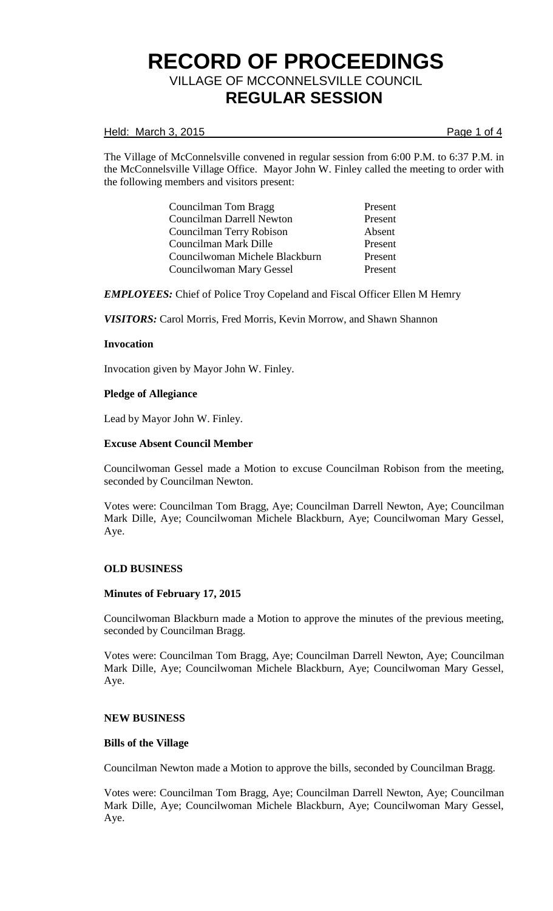# RECORD OF PROCEEDINGS

## VILLAGE OF MCCONNELSVILLE COUNCIL

## REGULAR SESSION

Held: March 3, 2015

The Village of McConnelsville convened in regular session from 6:00 P.M. to 6:37 P.M. in the McConnelsville Village Office. Mayor John W. Finley called the meeting to order with the following members and visitors present:

| | |
|---|---|
| Councilman Tom Bragg | Present |
| Councilman Darrell Newton | Present |
| Councilman Terry Robison | Absent |
| Councilman Mark Dille | Present |
| Councilwoman Michele Blackburn | Present |
| Councilwoman Mary Gessel | Present |

***EMPLOYEES:*** Chief of Police Troy Copeland and Fiscal Officer Ellen M Hemry

***VISITORS:*** Carol Morris, Fred Morris, Kevin Morrow, and Shawn Shannon

**Invocation**

Invocation given by Mayor John W. Finley.

**Pledge of Allegiance**

Lead by Mayor John W. Finley.

**Excuse Absent Council Member**

Councilwoman Gessel made a Motion to excuse Councilman Robison from the meeting, seconded by Councilman Newton.

Votes were: Councilman Tom Bragg, Aye; Councilman Darrell Newton, Aye; Councilman Mark Dille, Aye; Councilwoman Michele Blackburn, Aye; Councilwoman Mary Gessel, Aye.

**OLD BUSINESS**

**Minutes of February 17, 2015**

Councilwoman Blackburn made a Motion to approve the minutes of the previous meeting, seconded by Councilman Bragg.

Votes were: Councilman Tom Bragg, Aye; Councilman Darrell Newton, Aye; Councilman Mark Dille, Aye; Councilwoman Michele Blackburn, Aye; Councilwoman Mary Gessel, Aye.

**NEW BUSINESS**

**Bills of the Village**

Councilman Newton made a Motion to approve the bills, seconded by Councilman Bragg.

Votes were: Councilman Tom Bragg, Aye; Councilman Darrell Newton, Aye; Councilman Mark Dille, Aye; Councilwoman Michele Blackburn, Aye; Councilwoman Mary Gessel, Aye.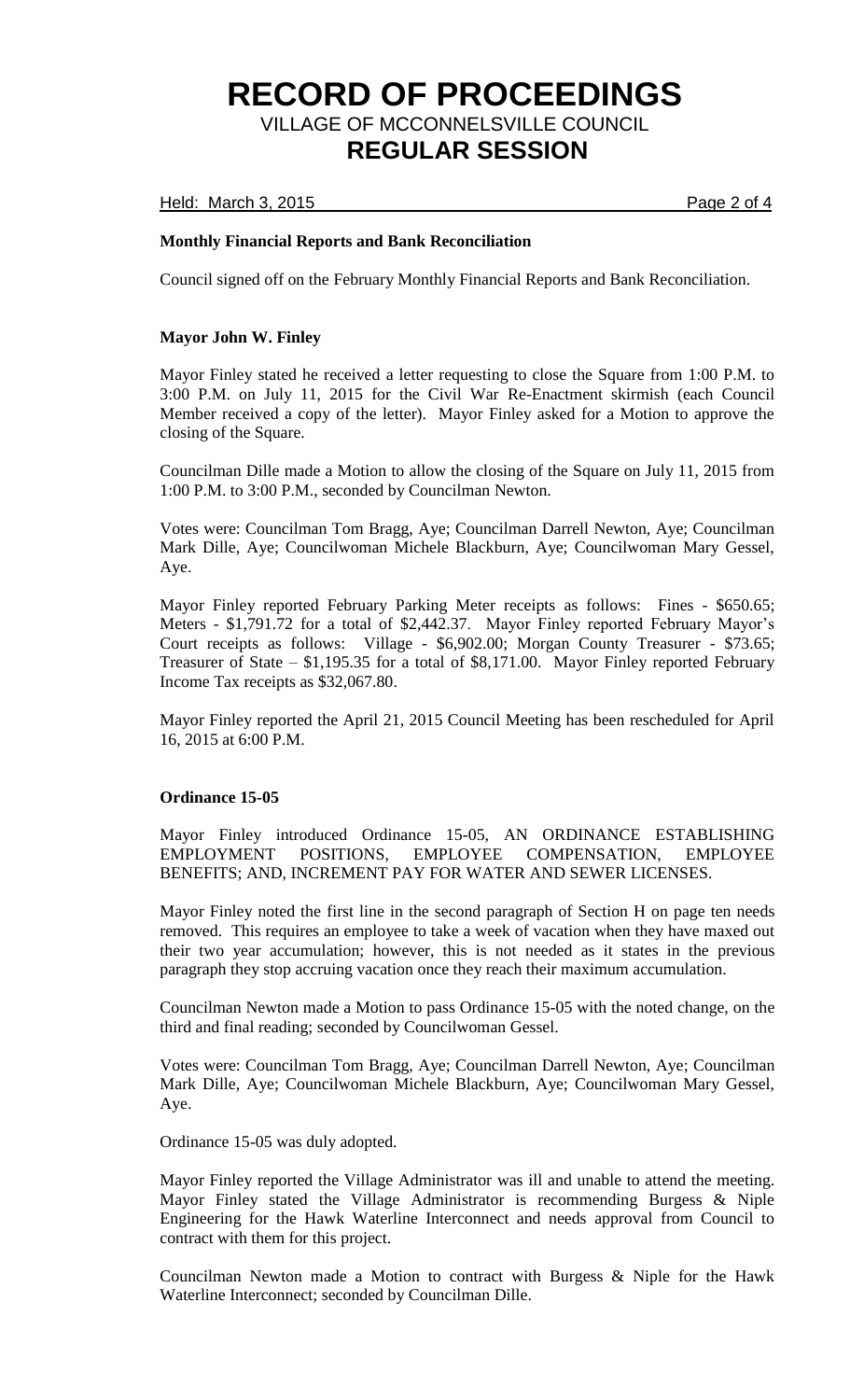# RECORD OF PROCEEDINGS

VILLAGE OF MCCONNELSVILLE COUNCIL

## REGULAR SESSION

Held: March 3, 2015

**Monthly Financial Reports and Bank Reconciliation**

Council signed off on the February Monthly Financial Reports and Bank Reconciliation.

**Mayor John W. Finley**

Mayor Finley stated he received a letter requesting to close the Square from 1:00 P.M. to 3:00 P.M. on July 11, 2015 for the Civil War Re-Enactment skirmish (each Council Member received a copy of the letter). Mayor Finley asked for a Motion to approve the closing of the Square.

Councilman Dille made a Motion to allow the closing of the Square on July 11, 2015 from 1:00 P.M. to 3:00 P.M., seconded by Councilman Newton.

Votes were: Councilman Tom Bragg, Aye; Councilman Darrell Newton, Aye; Councilman Mark Dille, Aye; Councilwoman Michele Blackburn, Aye; Councilwoman Mary Gessel, Aye.

Mayor Finley reported February Parking Meter receipts as follows: Fines - $650.65; Meters - $1,791.72 for a total of $2,442.37. Mayor Finley reported February Mayor's Court receipts as follows: Village - $6,902.00; Morgan County Treasurer - $73.65; Treasurer of State – $1,195.35 for a total of $8,171.00. Mayor Finley reported February Income Tax receipts as $32,067.80.

Mayor Finley reported the April 21, 2015 Council Meeting has been rescheduled for April 16, 2015 at 6:00 P.M.

**Ordinance 15-05**

Mayor Finley introduced Ordinance 15-05, AN ORDINANCE ESTABLISHING EMPLOYMENT POSITIONS, EMPLOYEE COMPENSATION, EMPLOYEE BENEFITS; AND, INCREMENT PAY FOR WATER AND SEWER LICENSES.

Mayor Finley noted the first line in the second paragraph of Section H on page ten needs removed. This requires an employee to take a week of vacation when they have maxed out their two year accumulation; however, this is not needed as it states in the previous paragraph they stop accruing vacation once they reach their maximum accumulation.

Councilman Newton made a Motion to pass Ordinance 15-05 with the noted change, on the third and final reading; seconded by Councilwoman Gessel.

Votes were: Councilman Tom Bragg, Aye; Councilman Darrell Newton, Aye; Councilman Mark Dille, Aye; Councilwoman Michele Blackburn, Aye; Councilwoman Mary Gessel, Aye.

Ordinance 15-05 was duly adopted.

Mayor Finley reported the Village Administrator was ill and unable to attend the meeting. Mayor Finley stated the Village Administrator is recommending Burgess & Niple Engineering for the Hawk Waterline Interconnect and needs approval from Council to contract with them for this project.

Councilman Newton made a Motion to contract with Burgess & Niple for the Hawk Waterline Interconnect; seconded by Councilman Dille.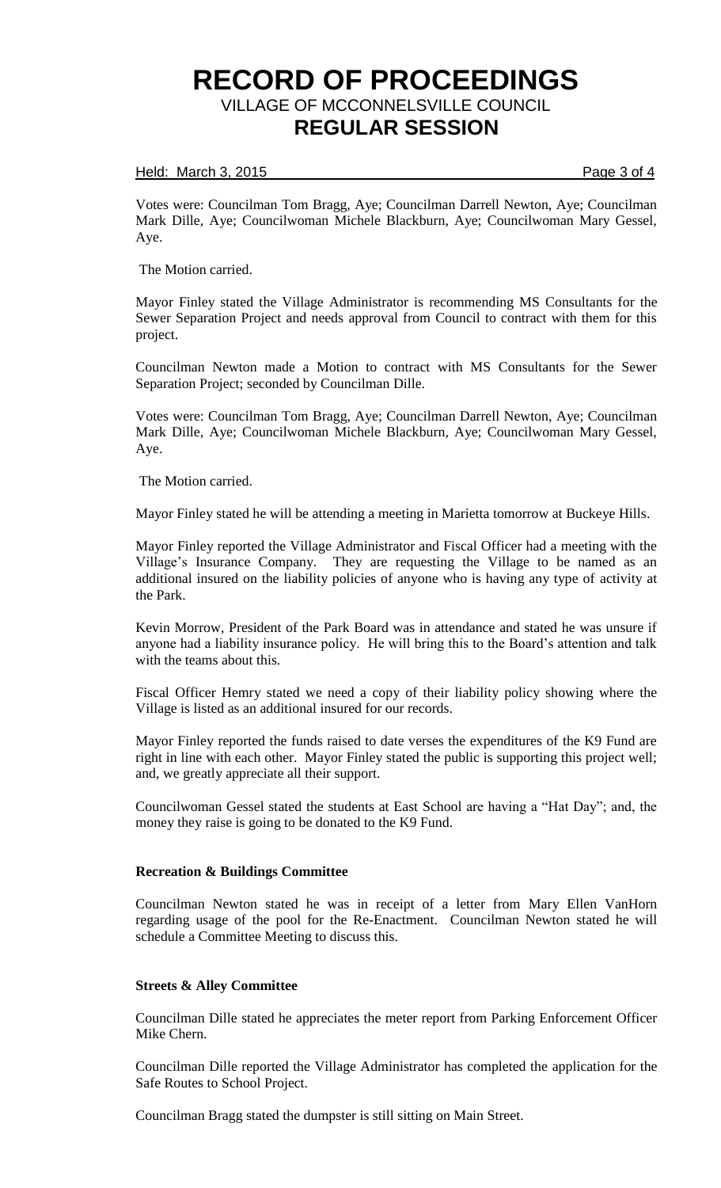Votes were: Councilman Tom Bragg, Aye; Councilman Darrell Newton, Aye; Councilman Mark Dille, Aye; Councilwoman Michele Blackburn, Aye; Councilwoman Mary Gessel, Aye.

The Motion carried.

Mayor Finley stated the Village Administrator is recommending MS Consultants for the Sewer Separation Project and needs approval from Council to contract with them for this project.

Councilman Newton made a Motion to contract with MS Consultants for the Sewer Separation Project; seconded by Councilman Dille.

Votes were: Councilman Tom Bragg, Aye; Councilman Darrell Newton, Aye; Councilman Mark Dille, Aye; Councilwoman Michele Blackburn, Aye; Councilwoman Mary Gessel, Aye.

The Motion carried.

Mayor Finley stated he will be attending a meeting in Marietta tomorrow at Buckeye Hills.

Mayor Finley reported the Village Administrator and Fiscal Officer had a meeting with the Village's Insurance Company. They are requesting the Village to be named as an additional insured on the liability policies of anyone who is having any type of activity at the Park.

Kevin Morrow, President of the Park Board was in attendance and stated he was unsure if anyone had a liability insurance policy. He will bring this to the Board's attention and talk with the teams about this.

Fiscal Officer Hemry stated we need a copy of their liability policy showing where the Village is listed as an additional insured for our records.

Mayor Finley reported the funds raised to date verses the expenditures of the K9 Fund are right in line with each other. Mayor Finley stated the public is supporting this project well; and, we greatly appreciate all their support.

Councilwoman Gessel stated the students at East School are having a "Hat Day"; and, the money they raise is going to be donated to the K9 Fund.

**Recreation & Buildings Committee**

Councilman Newton stated he was in receipt of a letter from Mary Ellen VanHorn regarding usage of the pool for the Re-Enactment. Councilman Newton stated he will schedule a Committee Meeting to discuss this.

**Streets & Alley Committee**

Councilman Dille stated he appreciates the meter report from Parking Enforcement Officer Mike Chern.

Councilman Dille reported the Village Administrator has completed the application for the Safe Routes to School Project.

Councilman Bragg stated the dumpster is still sitting on Main Street.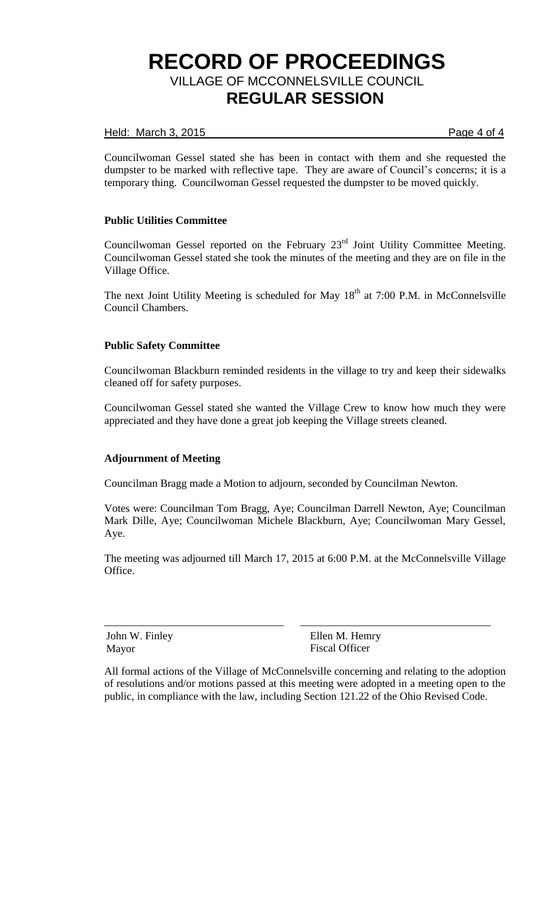Councilwoman Gessel stated she has been in contact with them and she requested the dumpster to be marked with reflective tape. They are aware of Council's concerns; it is a temporary thing. Councilwoman Gessel requested the dumpster to be moved quickly.

**Public Utilities Committee**

Councilwoman Gessel reported on the February 23rd Joint Utility Committee Meeting. Councilwoman Gessel stated she took the minutes of the meeting and they are on file in the Village Office.

The next Joint Utility Meeting is scheduled for May 18th at 7:00 P.M. in McConnelsville Council Chambers.

**Public Safety Committee**

Councilwoman Blackburn reminded residents in the village to try and keep their sidewalks cleaned off for safety purposes.

Councilwoman Gessel stated she wanted the Village Crew to know how much they were appreciated and they have done a great job keeping the Village streets cleaned.

**Adjournment of Meeting**

Councilman Bragg made a Motion to adjourn, seconded by Councilman Newton.

Votes were: Councilman Tom Bragg, Aye; Councilman Darrell Newton, Aye; Councilman Mark Dille, Aye; Councilwoman Michele Blackburn, Aye; Councilwoman Mary Gessel, Aye.

The meeting was adjourned till March 17, 2015 at 6:00 P.M. at the McConnelsville Village Office.

\_\_\_\_\_\_\_\_\_\_\_\_\_\_\_\_\_\_\_\_\_\_\_\_\_\_\_\_\_\_\_\_ \_\_\_\_\_\_\_\_\_\_\_\_\_\_\_\_\_\_\_\_\_\_\_\_\_\_\_\_\_\_\_\_

John W. Finley
Mayor

Ellen M. Hemry
Fiscal Officer

All formal actions of the Village of McConnelsville concerning and relating to the adoption of resolutions and/or motions passed at this meeting were adopted in a meeting open to the public, in compliance with the law, including Section 121.22 of the Ohio Revised Code.